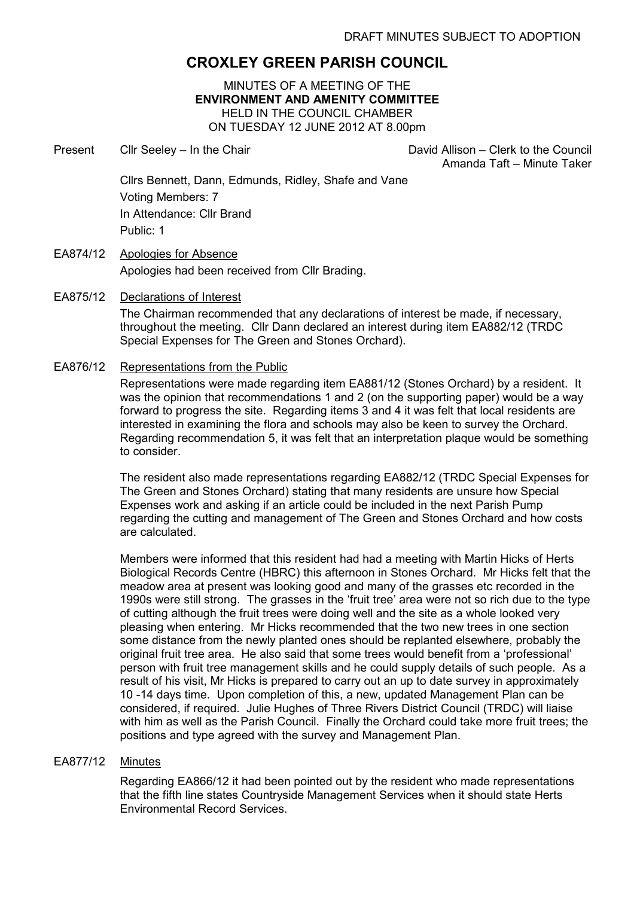DRAFT MINUTES SUBJECT TO ADOPTION

# CROXLEY GREEN PARISH COUNCIL

MINUTES OF A MEETING OF THE
**ENVIRONMENT AND AMENITY COMMITTEE**
HELD IN THE COUNCIL CHAMBER
ON TUESDAY 12 JUNE 2012 AT 8.00pm

Present Cllr Seeley – In the Chair

David Allison – Clerk to the Council
Amanda Taft – Minute Taker

Cllrs Bennett, Dann, Edmunds, Ridley, Shafe and Vane
Voting Members: 7
In Attendance: Cllr Brand
Public: 1

EA874/12 Apologies for Absence

Apologies had been received from Cllr Brading.

EA875/12 Declarations of Interest

The Chairman recommended that any declarations of interest be made, if necessary, throughout the meeting. Cllr Dann declared an interest during item EA882/12 (TRDC Special Expenses for The Green and Stones Orchard).

EA876/12 Representations from the Public

Representations were made regarding item EA881/12 (Stones Orchard) by a resident. It was the opinion that recommendations 1 and 2 (on the supporting paper) would be a way forward to progress the site. Regarding items 3 and 4 it was felt that local residents are interested in examining the flora and schools may also be keen to survey the Orchard. Regarding recommendation 5, it was felt that an interpretation plaque would be something to consider.

The resident also made representations regarding EA882/12 (TRDC Special Expenses for The Green and Stones Orchard) stating that many residents are unsure how Special Expenses work and asking if an article could be included in the next Parish Pump regarding the cutting and management of The Green and Stones Orchard and how costs are calculated.

Members were informed that this resident had had a meeting with Martin Hicks of Herts Biological Records Centre (HBRC) this afternoon in Stones Orchard. Mr Hicks felt that the meadow area at present was looking good and many of the grasses etc recorded in the 1990s were still strong. The grasses in the 'fruit tree' area were not so rich due to the type of cutting although the fruit trees were doing well and the site as a whole looked very pleasing when entering. Mr Hicks recommended that the two new trees in one section some distance from the newly planted ones should be replanted elsewhere, probably the original fruit tree area. He also said that some trees would benefit from a 'professional' person with fruit tree management skills and he could supply details of such people. As a result of his visit, Mr Hicks is prepared to carry out an up to date survey in approximately 10 -14 days time. Upon completion of this, a new, updated Management Plan can be considered, if required. Julie Hughes of Three Rivers District Council (TRDC) will liaise with him as well as the Parish Council. Finally the Orchard could take more fruit trees; the positions and type agreed with the survey and Management Plan.

EA877/12 Minutes

Regarding EA866/12 it had been pointed out by the resident who made representations that the fifth line states Countryside Management Services when it should state Herts Environmental Record Services.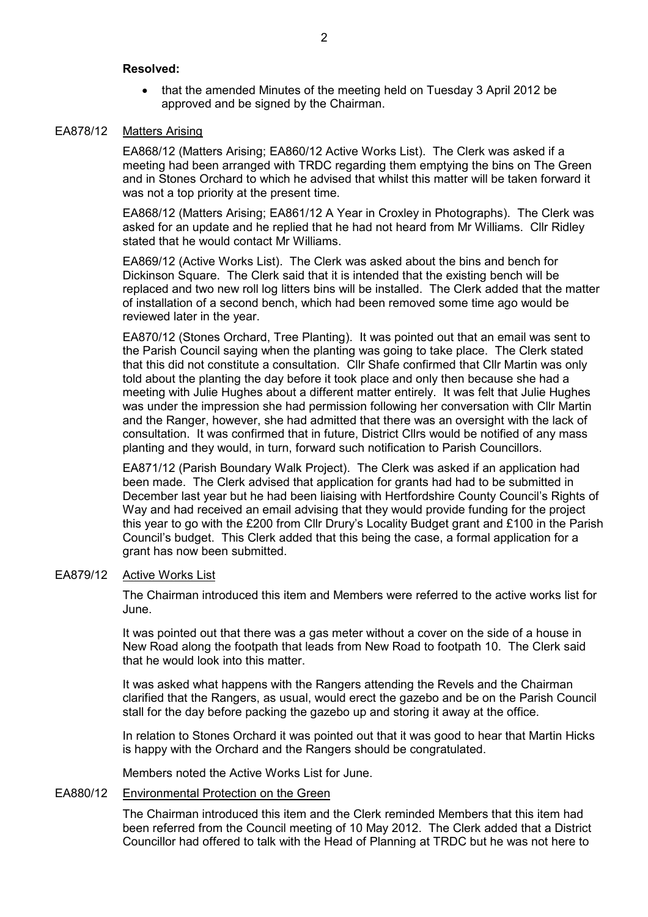**Resolved:**

- that the amended Minutes of the meeting held on Tuesday 3 April 2012 be approved and be signed by the Chairman.

EA878/12 Matters Arising

EA868/12 (Matters Arising; EA860/12 Active Works List). The Clerk was asked if a meeting had been arranged with TRDC regarding them emptying the bins on The Green and in Stones Orchard to which he advised that whilst this matter will be taken forward it was not a top priority at the present time.

EA868/12 (Matters Arising; EA861/12 A Year in Croxley in Photographs). The Clerk was asked for an update and he replied that he had not heard from Mr Williams. Cllr Ridley stated that he would contact Mr Williams.

EA869/12 (Active Works List). The Clerk was asked about the bins and bench for Dickinson Square. The Clerk said that it is intended that the existing bench will be replaced and two new roll log litters bins will be installed. The Clerk added that the matter of installation of a second bench, which had been removed some time ago would be reviewed later in the year.

EA870/12 (Stones Orchard, Tree Planting). It was pointed out that an email was sent to the Parish Council saying when the planting was going to take place. The Clerk stated that this did not constitute a consultation. Cllr Shafe confirmed that Cllr Martin was only told about the planting the day before it took place and only then because she had a meeting with Julie Hughes about a different matter entirely. It was felt that Julie Hughes was under the impression she had permission following her conversation with Cllr Martin and the Ranger, however, she had admitted that there was an oversight with the lack of consultation. It was confirmed that in future, District Cllrs would be notified of any mass planting and they would, in turn, forward such notification to Parish Councillors.

EA871/12 (Parish Boundary Walk Project). The Clerk was asked if an application had been made. The Clerk advised that application for grants had had to be submitted in December last year but he had been liaising with Hertfordshire County Council's Rights of Way and had received an email advising that they would provide funding for the project this year to go with the £200 from Cllr Drury's Locality Budget grant and £100 in the Parish Council's budget. This Clerk added that this being the case, a formal application for a grant has now been submitted.

EA879/12 Active Works List

The Chairman introduced this item and Members were referred to the active works list for June.

It was pointed out that there was a gas meter without a cover on the side of a house in New Road along the footpath that leads from New Road to footpath 10. The Clerk said that he would look into this matter.

It was asked what happens with the Rangers attending the Revels and the Chairman clarified that the Rangers, as usual, would erect the gazebo and be on the Parish Council stall for the day before packing the gazebo up and storing it away at the office.

In relation to Stones Orchard it was pointed out that it was good to hear that Martin Hicks is happy with the Orchard and the Rangers should be congratulated.

Members noted the Active Works List for June.

EA880/12 Environmental Protection on the Green

The Chairman introduced this item and the Clerk reminded Members that this item had been referred from the Council meeting of 10 May 2012. The Clerk added that a District Councillor had offered to talk with the Head of Planning at TRDC but he was not here to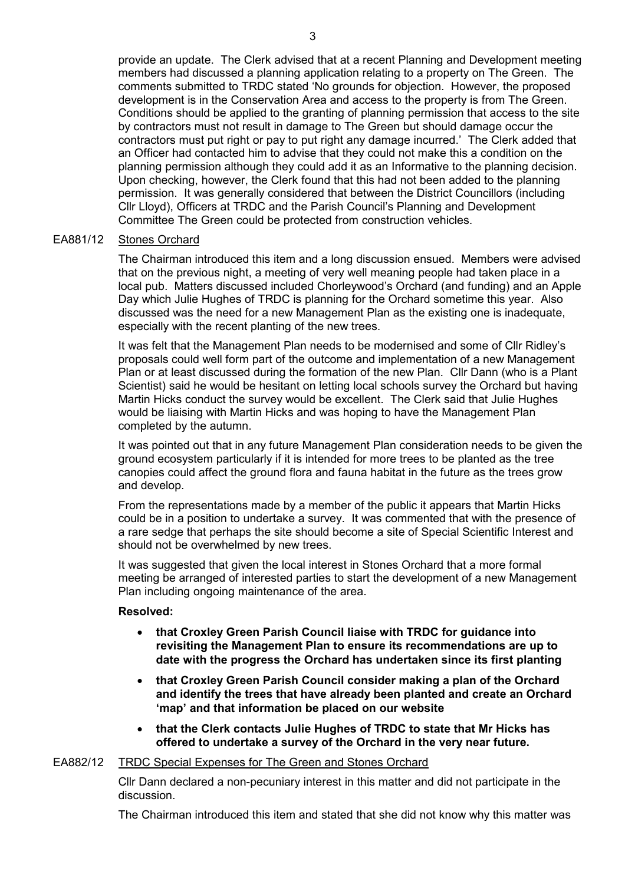provide an update. The Clerk advised that at a recent Planning and Development meeting members had discussed a planning application relating to a property on The Green. The comments submitted to TRDC stated 'No grounds for objection. However, the proposed development is in the Conservation Area and access to the property is from The Green. Conditions should be applied to the granting of planning permission that access to the site by contractors must not result in damage to The Green but should damage occur the contractors must put right or pay to put right any damage incurred.' The Clerk added that an Officer had contacted him to advise that they could not make this a condition on the planning permission although they could add it as an Informative to the planning decision. Upon checking, however, the Clerk found that this had not been added to the planning permission. It was generally considered that between the District Councillors (including Cllr Lloyd), Officers at TRDC and the Parish Council's Planning and Development Committee The Green could be protected from construction vehicles.

EA881/12 Stones Orchard

The Chairman introduced this item and a long discussion ensued. Members were advised that on the previous night, a meeting of very well meaning people had taken place in a local pub. Matters discussed included Chorleywood's Orchard (and funding) and an Apple Day which Julie Hughes of TRDC is planning for the Orchard sometime this year. Also discussed was the need for a new Management Plan as the existing one is inadequate, especially with the recent planting of the new trees.

It was felt that the Management Plan needs to be modernised and some of Cllr Ridley's proposals could well form part of the outcome and implementation of a new Management Plan or at least discussed during the formation of the new Plan. Cllr Dann (who is a Plant Scientist) said he would be hesitant on letting local schools survey the Orchard but having Martin Hicks conduct the survey would be excellent. The Clerk said that Julie Hughes would be liaising with Martin Hicks and was hoping to have the Management Plan completed by the autumn.

It was pointed out that in any future Management Plan consideration needs to be given the ground ecosystem particularly if it is intended for more trees to be planted as the tree canopies could affect the ground flora and fauna habitat in the future as the trees grow and develop.

From the representations made by a member of the public it appears that Martin Hicks could be in a position to undertake a survey. It was commented that with the presence of a rare sedge that perhaps the site should become a site of Special Scientific Interest and should not be overwhelmed by new trees.

It was suggested that given the local interest in Stones Orchard that a more formal meeting be arranged of interested parties to start the development of a new Management Plan including ongoing maintenance of the area.

**Resolved:**

- **that Croxley Green Parish Council liaise with TRDC for guidance into revisiting the Management Plan to ensure its recommendations are up to date with the progress the Orchard has undertaken since its first planting**
- **that Croxley Green Parish Council consider making a plan of the Orchard and identify the trees that have already been planted and create an Orchard 'map' and that information be placed on our website**
- **that the Clerk contacts Julie Hughes of TRDC to state that Mr Hicks has offered to undertake a survey of the Orchard in the very near future.**

EA882/12 TRDC Special Expenses for The Green and Stones Orchard

Cllr Dann declared a non-pecuniary interest in this matter and did not participate in the discussion.

The Chairman introduced this item and stated that she did not know why this matter was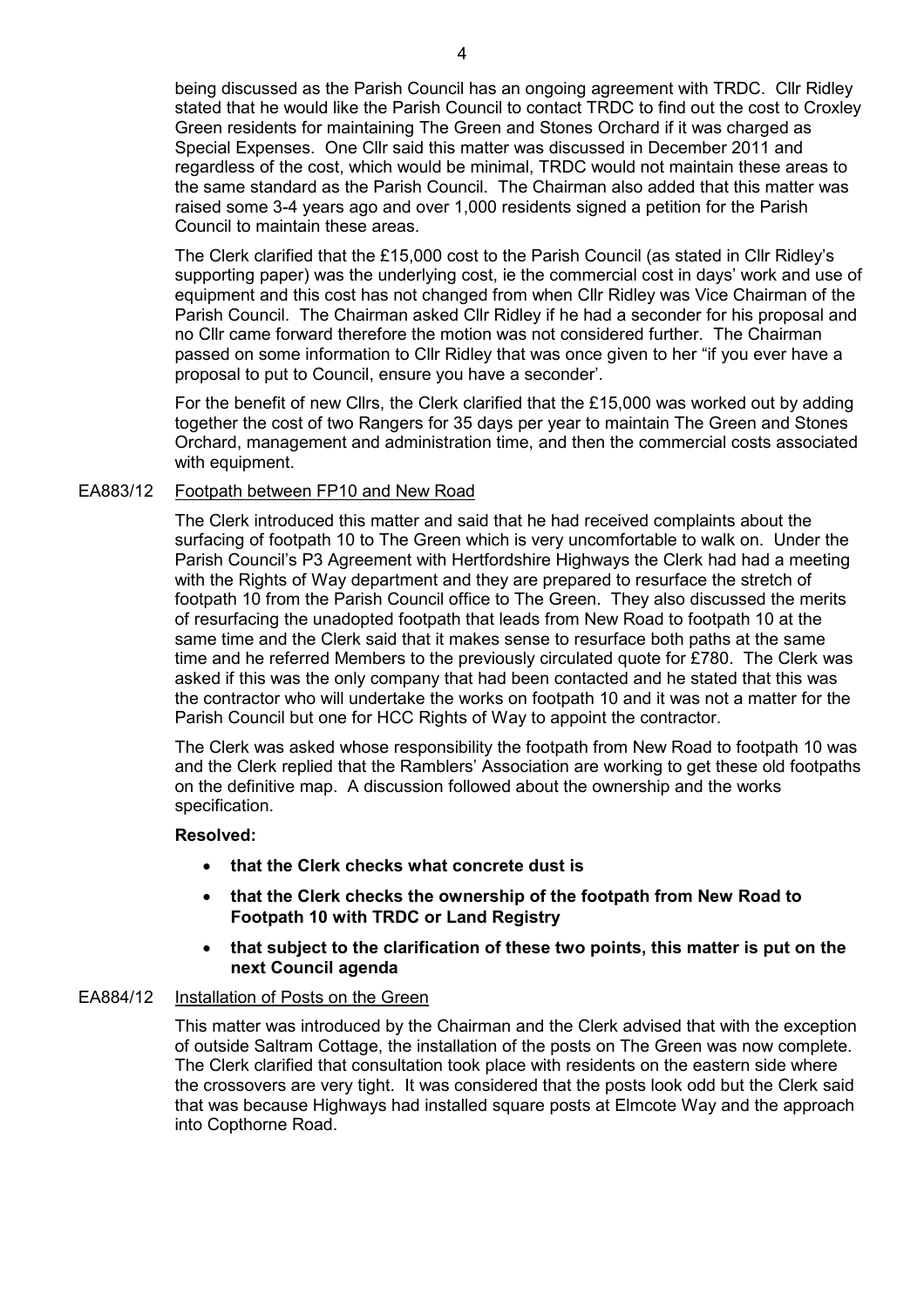being discussed as the Parish Council has an ongoing agreement with TRDC. Cllr Ridley stated that he would like the Parish Council to contact TRDC to find out the cost to Croxley Green residents for maintaining The Green and Stones Orchard if it was charged as Special Expenses. One Cllr said this matter was discussed in December 2011 and regardless of the cost, which would be minimal, TRDC would not maintain these areas to the same standard as the Parish Council. The Chairman also added that this matter was raised some 3-4 years ago and over 1,000 residents signed a petition for the Parish Council to maintain these areas.

The Clerk clarified that the £15,000 cost to the Parish Council (as stated in Cllr Ridley's supporting paper) was the underlying cost, ie the commercial cost in days' work and use of equipment and this cost has not changed from when Cllr Ridley was Vice Chairman of the Parish Council. The Chairman asked Cllr Ridley if he had a seconder for his proposal and no Cllr came forward therefore the motion was not considered further. The Chairman passed on some information to Cllr Ridley that was once given to her "if you ever have a proposal to put to Council, ensure you have a seconder'.

For the benefit of new Cllrs, the Clerk clarified that the £15,000 was worked out by adding together the cost of two Rangers for 35 days per year to maintain The Green and Stones Orchard, management and administration time, and then the commercial costs associated with equipment.

EA883/12 Footpath between FP10 and New Road

The Clerk introduced this matter and said that he had received complaints about the surfacing of footpath 10 to The Green which is very uncomfortable to walk on. Under the Parish Council's P3 Agreement with Hertfordshire Highways the Clerk had had a meeting with the Rights of Way department and they are prepared to resurface the stretch of footpath 10 from the Parish Council office to The Green. They also discussed the merits of resurfacing the unadopted footpath that leads from New Road to footpath 10 at the same time and the Clerk said that it makes sense to resurface both paths at the same time and he referred Members to the previously circulated quote for £780. The Clerk was asked if this was the only company that had been contacted and he stated that this was the contractor who will undertake the works on footpath 10 and it was not a matter for the Parish Council but one for HCC Rights of Way to appoint the contractor.

The Clerk was asked whose responsibility the footpath from New Road to footpath 10 was and the Clerk replied that the Ramblers' Association are working to get these old footpaths on the definitive map. A discussion followed about the ownership and the works specification.

**Resolved:**

- **that the Clerk checks what concrete dust is**
- **that the Clerk checks the ownership of the footpath from New Road to Footpath 10 with TRDC or Land Registry**
- **that subject to the clarification of these two points, this matter is put on the next Council agenda**

EA884/12 Installation of Posts on the Green

This matter was introduced by the Chairman and the Clerk advised that with the exception of outside Saltram Cottage, the installation of the posts on The Green was now complete. The Clerk clarified that consultation took place with residents on the eastern side where the crossovers are very tight. It was considered that the posts look odd but the Clerk said that was because Highways had installed square posts at Elmcote Way and the approach into Copthorne Road.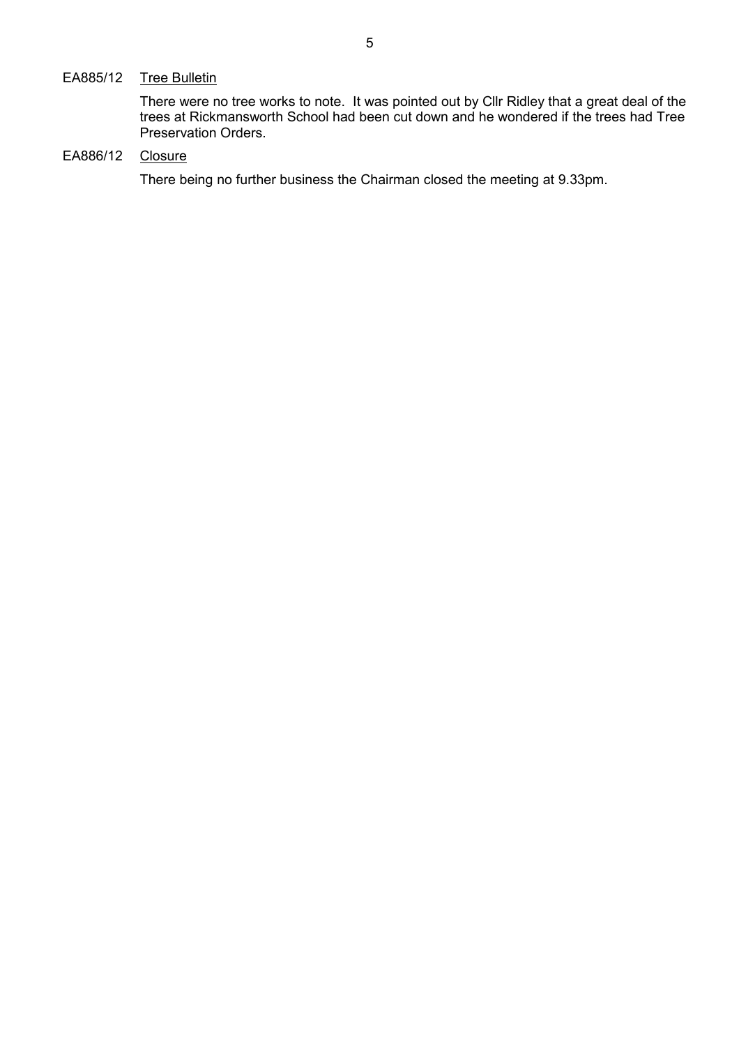EA885/12 Tree Bulletin

There were no tree works to note. It was pointed out by Cllr Ridley that a great deal of the trees at Rickmansworth School had been cut down and he wondered if the trees had Tree Preservation Orders.

EA886/12 Closure

There being no further business the Chairman closed the meeting at 9.33pm.